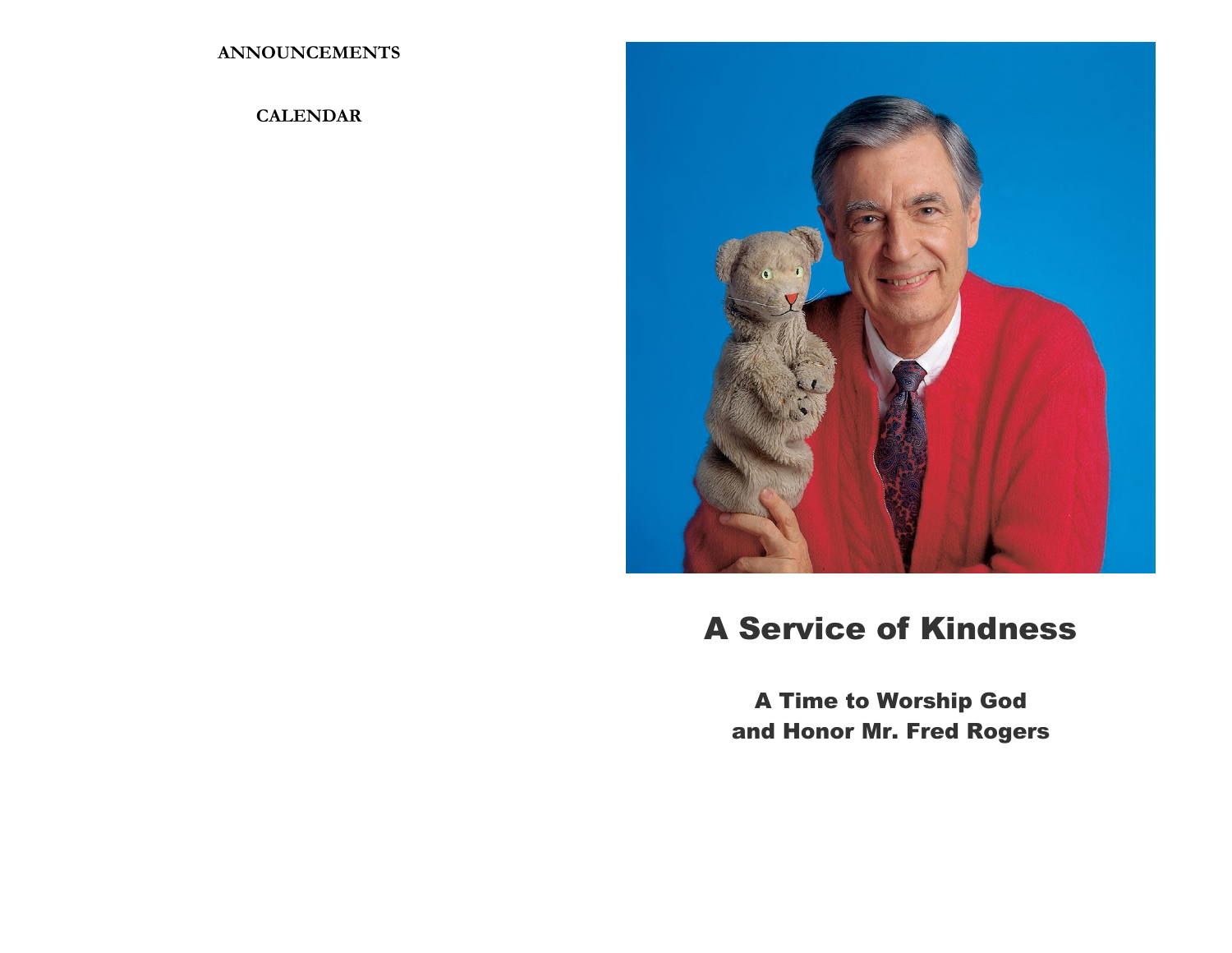**ANNOUNCEMENTS**

**CALENDAR**

# A Service of Kindness

## A Time to Worship God and Honor Mr. Fred Rogers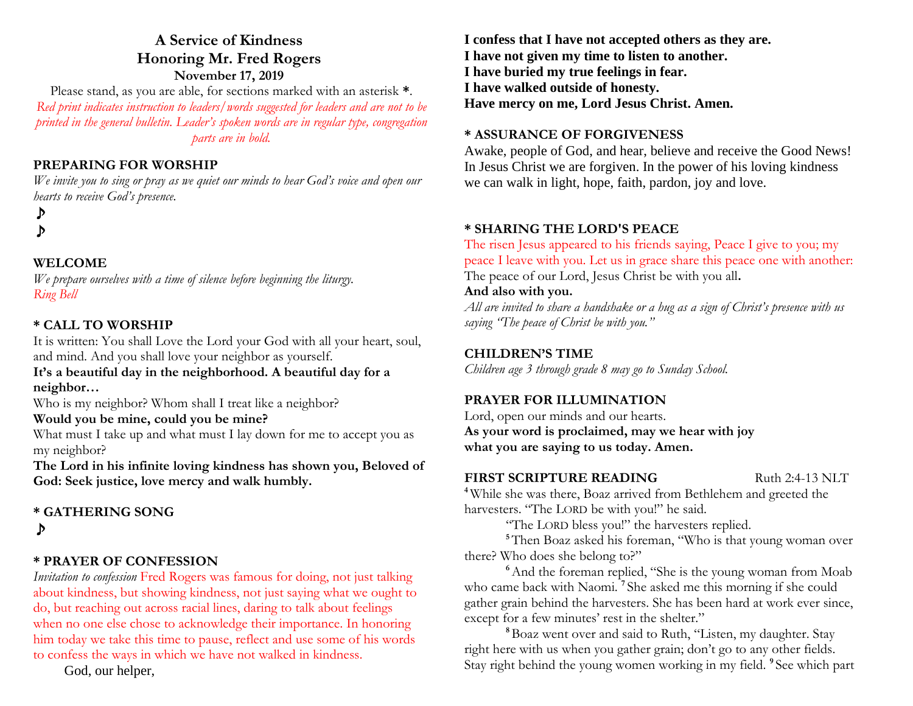# A Service of Kindness
# Honoring Mr. Fred Rogers
### November 17, 2019

Please stand, as you are able, for sections marked with an asterisk **\***.
*Red print indicates instruction to leaders/words suggested for leaders and are not to be printed in the general bulletin. Leader's spoken words are in regular type, congregation parts are in bold.*

## PREPARING FOR WORSHIP

*We invite you to sing or pray as we quiet our minds to hear God's voice and open our hearts to receive God's presence.*

♪

♪

## WELCOME

*We prepare ourselves with a time of silence before beginning the liturgy.*
*Ring Bell*

## * CALL TO WORSHIP

It is written: You shall Love the Lord your God with all your heart, soul, and mind. And you shall love your neighbor as yourself.
**It's a beautiful day in the neighborhood. A beautiful day for a neighbor…**
Who is my neighbor? Whom shall I treat like a neighbor?
**Would you be mine, could you be mine?**
What must I take up and what must I lay down for me to accept you as my neighbor?
**The Lord in his infinite loving kindness has shown you, Beloved of God: Seek justice, love mercy and walk humbly.**

## * GATHERING SONG

♪

## * PRAYER OF CONFESSION

*Invitation to confession* Fred Rogers was famous for doing, not just talking about kindness, but showing kindness, not just saying what we ought to do, but reaching out across racial lines, daring to talk about feelings when no one else chose to acknowledge their importance. In honoring him today we take this time to pause, reflect and use some of his words to confess the ways in which we have not walked in kindness.

God, our helper,

**I confess that I have not accepted others as they are.**
**I have not given my time to listen to another.**
**I have buried my true feelings in fear.**
**I have walked outside of honesty.**
**Have mercy on me, Lord Jesus Christ. Amen.**

## * ASSURANCE OF FORGIVENESS

Awake, people of God, and hear, believe and receive the Good News! In Jesus Christ we are forgiven. In the power of his loving kindness we can walk in light, hope, faith, pardon, joy and love.

## * SHARING THE LORD'S PEACE

The risen Jesus appeared to his friends saying, Peace I give to you; my peace I leave with you. Let us in grace share this peace one with another:
The peace of our Lord, Jesus Christ be with you all**.**
**And also with you.**
*All are invited to share a handshake or a hug as a sign of Christ's presence with us saying "The peace of Christ be with you."*

## CHILDREN'S TIME

*Children age 3 through grade 8 may go to Sunday School.*

## PRAYER FOR ILLUMINATION

Lord, open our minds and our hearts.
**As your word is proclaimed, may we hear with joy what you are saying to us today. Amen.**

## FIRST SCRIPTURE READING — Ruth 2:4-13 NLT

[4] While she was there, Boaz arrived from Bethlehem and greeted the harvesters. "The LORD be with you!" he said.

"The LORD bless you!" the harvesters replied.

[5] Then Boaz asked his foreman, "Who is that young woman over there? Who does she belong to?"

[6] And the foreman replied, "She is the young woman from Moab who came back with Naomi. [7] She asked me this morning if she could gather grain behind the harvesters. She has been hard at work ever since, except for a few minutes' rest in the shelter."

[8] Boaz went over and said to Ruth, "Listen, my daughter. Stay right here with us when you gather grain; don't go to any other fields. Stay right behind the young women working in my field. [9] See which part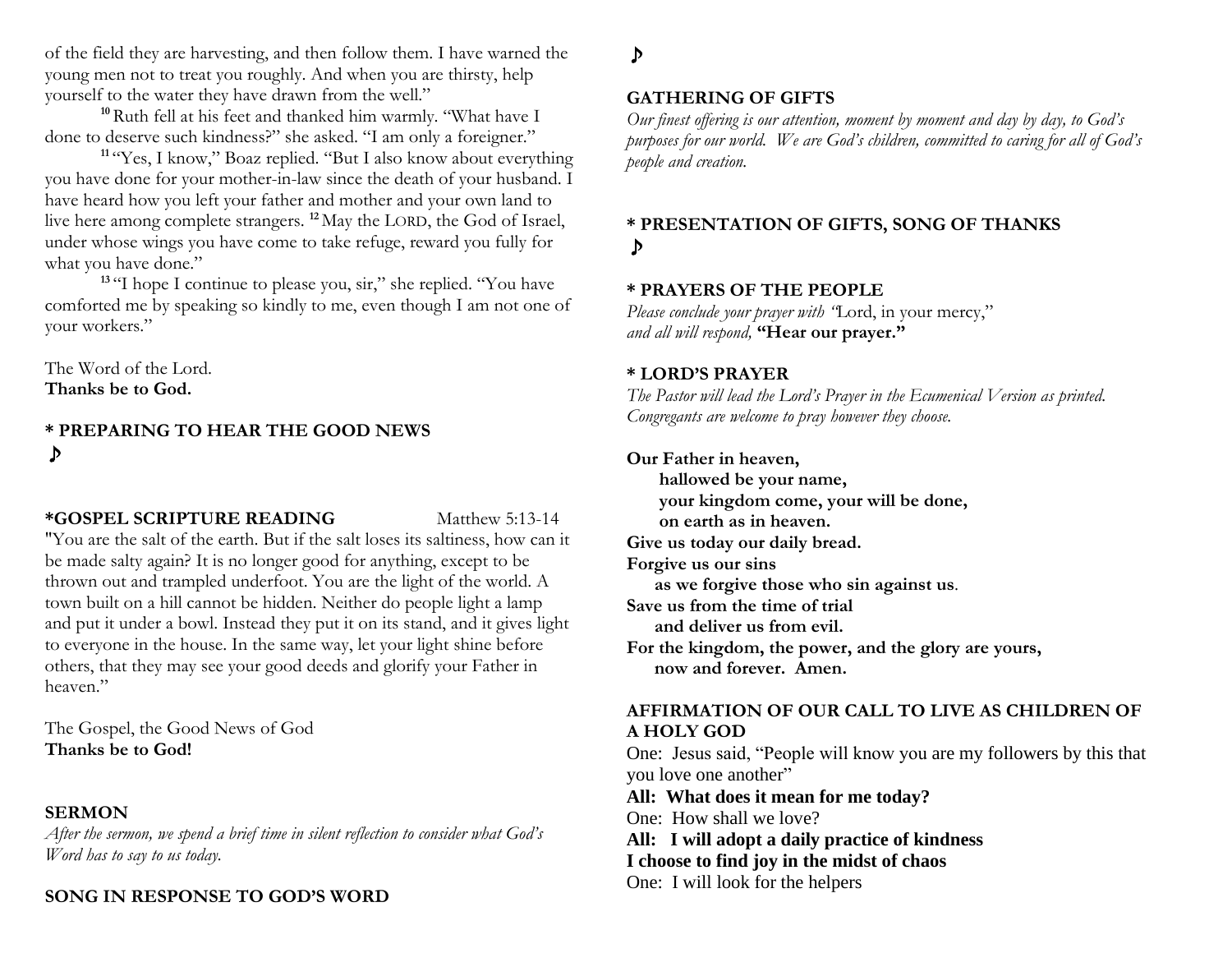of the field they are harvesting, and then follow them. I have warned the young men not to treat you roughly. And when you are thirsty, help yourself to the water they have drawn from the well."

[10] Ruth fell at his feet and thanked him warmly. "What have I done to deserve such kindness?" she asked. "I am only a foreigner."

[11] "Yes, I know," Boaz replied. "But I also know about everything you have done for your mother-in-law since the death of your husband. I have heard how you left your father and mother and your own land to live here among complete strangers. [12] May the LORD, the God of Israel, under whose wings you have come to take refuge, reward you fully for what you have done."

[13] "I hope I continue to please you, sir," she replied. "You have comforted me by speaking so kindly to me, even though I am not one of your workers."

The Word of the Lord.
**Thanks be to God.**

**\* PREPARING TO HEAR THE GOOD NEWS**
♪

**\*GOSPEL SCRIPTURE READING** Matthew 5:13-14

"You are the salt of the earth. But if the salt loses its saltiness, how can it be made salty again? It is no longer good for anything, except to be thrown out and trampled underfoot. You are the light of the world. A town built on a hill cannot be hidden. Neither do people light a lamp and put it under a bowl. Instead they put it on its stand, and it gives light to everyone in the house. In the same way, let your light shine before others, that they may see your good deeds and glorify your Father in heaven."

The Gospel, the Good News of God
**Thanks be to God!**

**SERMON**
*After the sermon, we spend a brief time in silent reflection to consider what God's Word has to say to us today.*

**SONG IN RESPONSE TO GOD'S WORD**
♪

**GATHERING OF GIFTS**
*Our finest offering is our attention, moment by moment and day by day, to God's purposes for our world. We are God's children, committed to caring for all of God's people and creation.*

**\* PRESENTATION OF GIFTS, SONG OF THANKS**
♪

**\* PRAYERS OF THE PEOPLE**
*Please conclude your prayer with "*Lord, in your mercy,"
*and all will respond,* **"Hear our prayer."**

**\* LORD'S PRAYER**
*The Pastor will lead the Lord's Prayer in the Ecumenical Version as printed. Congregants are welcome to pray however they choose.*

**Our Father in heaven,**
**hallowed be your name,**
**your kingdom come, your will be done,**
**on earth as in heaven.**
**Give us today our daily bread.**
**Forgive us our sins**
**as we forgive those who sin against us.**
**Save us from the time of trial**
**and deliver us from evil.**
**For the kingdom, the power, and the glory are yours,**
**now and forever. Amen.**

**AFFIRMATION OF OUR CALL TO LIVE AS CHILDREN OF A HOLY GOD**

One: Jesus said, "People will know you are my followers by this that you love one another"
**All: What does it mean for me today?**
One: How shall we love?
**All: I will adopt a daily practice of kindness**
**I choose to find joy in the midst of chaos**
One: I will look for the helpers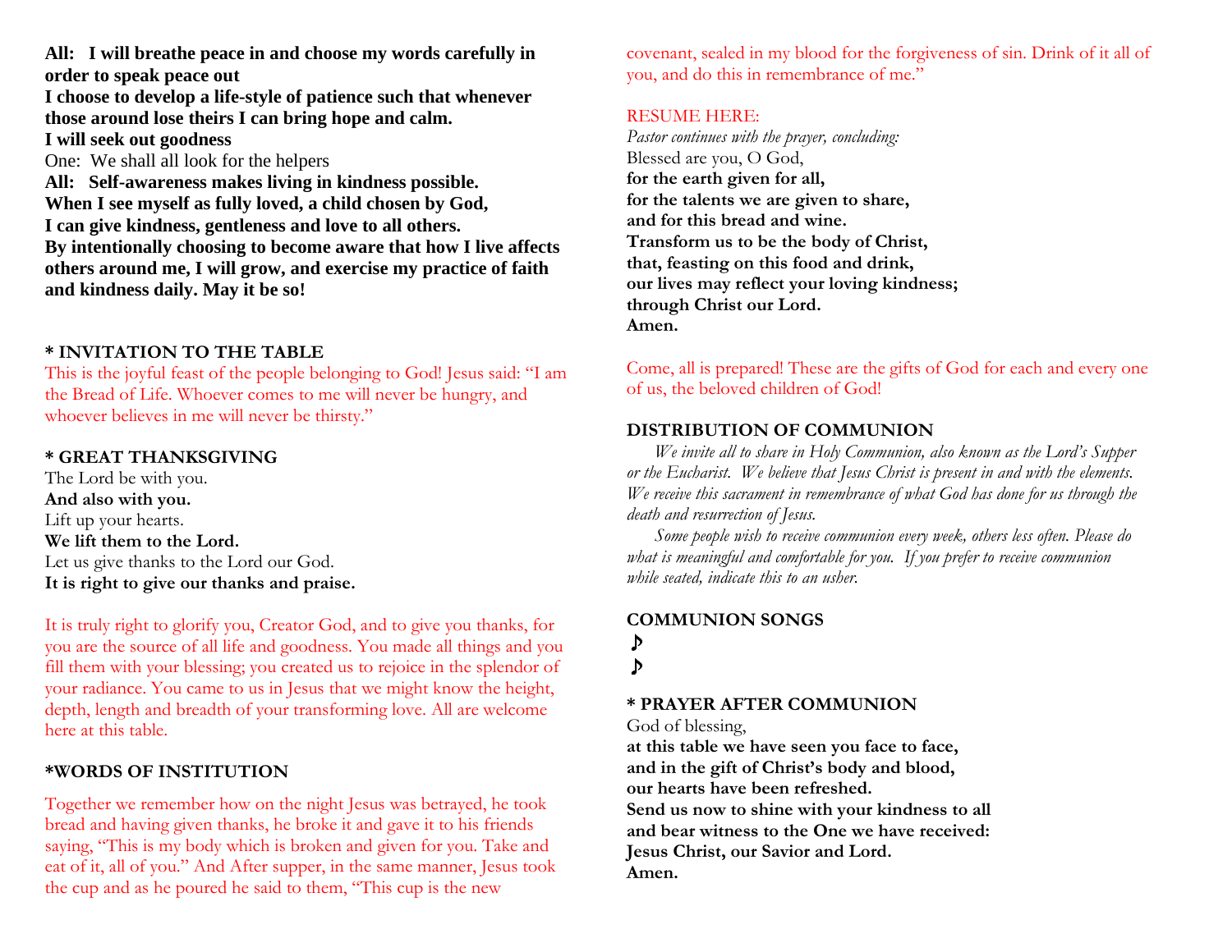**All: I will breathe peace in and choose my words carefully in order to speak peace out**
**I choose to develop a life-style of patience such that whenever those around lose theirs I can bring hope and calm.**
**I will seek out goodness**
One: We shall all look for the helpers
**All: Self-awareness makes living in kindness possible.**
**When I see myself as fully loved, a child chosen by God,**
**I can give kindness, gentleness and love to all others.**
**By intentionally choosing to become aware that how I live affects others around me, I will grow, and exercise my practice of faith and kindness daily. May it be so!**

**\* INVITATION TO THE TABLE**
This is the joyful feast of the people belonging to God! Jesus said: "I am the Bread of Life. Whoever comes to me will never be hungry, and whoever believes in me will never be thirsty."

**\* GREAT THANKSGIVING**
The Lord be with you.
**And also with you.**
Lift up your hearts.
**We lift them to the Lord.**
Let us give thanks to the Lord our God.
**It is right to give our thanks and praise.**

It is truly right to glorify you, Creator God, and to give you thanks, for you are the source of all life and goodness. You made all things and you fill them with your blessing; you created us to rejoice in the splendor of your radiance. You came to us in Jesus that we might know the height, depth, length and breadth of your transforming love. All are welcome here at this table.

**\*WORDS OF INSTITUTION**

Together we remember how on the night Jesus was betrayed, he took bread and having given thanks, he broke it and gave it to his friends saying, "This is my body which is broken and given for you. Take and eat of it, all of you." And After supper, in the same manner, Jesus took the cup and as he poured he said to them, "This cup is the new covenant, sealed in my blood for the forgiveness of sin. Drink of it all of you, and do this in remembrance of me."

RESUME HERE:
*Pastor continues with the prayer, concluding:*
Blessed are you, O God,
**for the earth given for all,**
**for the talents we are given to share,**
**and for this bread and wine.**
**Transform us to be the body of Christ,**
**that, feasting on this food and drink,**
**our lives may reflect your loving kindness;**
**through Christ our Lord.**
**Amen.**

Come, all is prepared! These are the gifts of God for each and every one of us, the beloved children of God!

**DISTRIBUTION OF COMMUNION**
*We invite all to share in Holy Communion, also known as the Lord's Supper or the Eucharist. We believe that Jesus Christ is present in and with the elements. We receive this sacrament in remembrance of what God has done for us through the death and resurrection of Jesus.*
*Some people wish to receive communion every week, others less often. Please do what is meaningful and comfortable for you. If you prefer to receive communion while seated, indicate this to an usher.*

**COMMUNION SONGS**
♪
♪

**\* PRAYER AFTER COMMUNION**
God of blessing,
**at this table we have seen you face to face,**
**and in the gift of Christ's body and blood,**
**our hearts have been refreshed.**
**Send us now to shine with your kindness to all**
**and bear witness to the One we have received:**
**Jesus Christ, our Savior and Lord.**
**Amen.**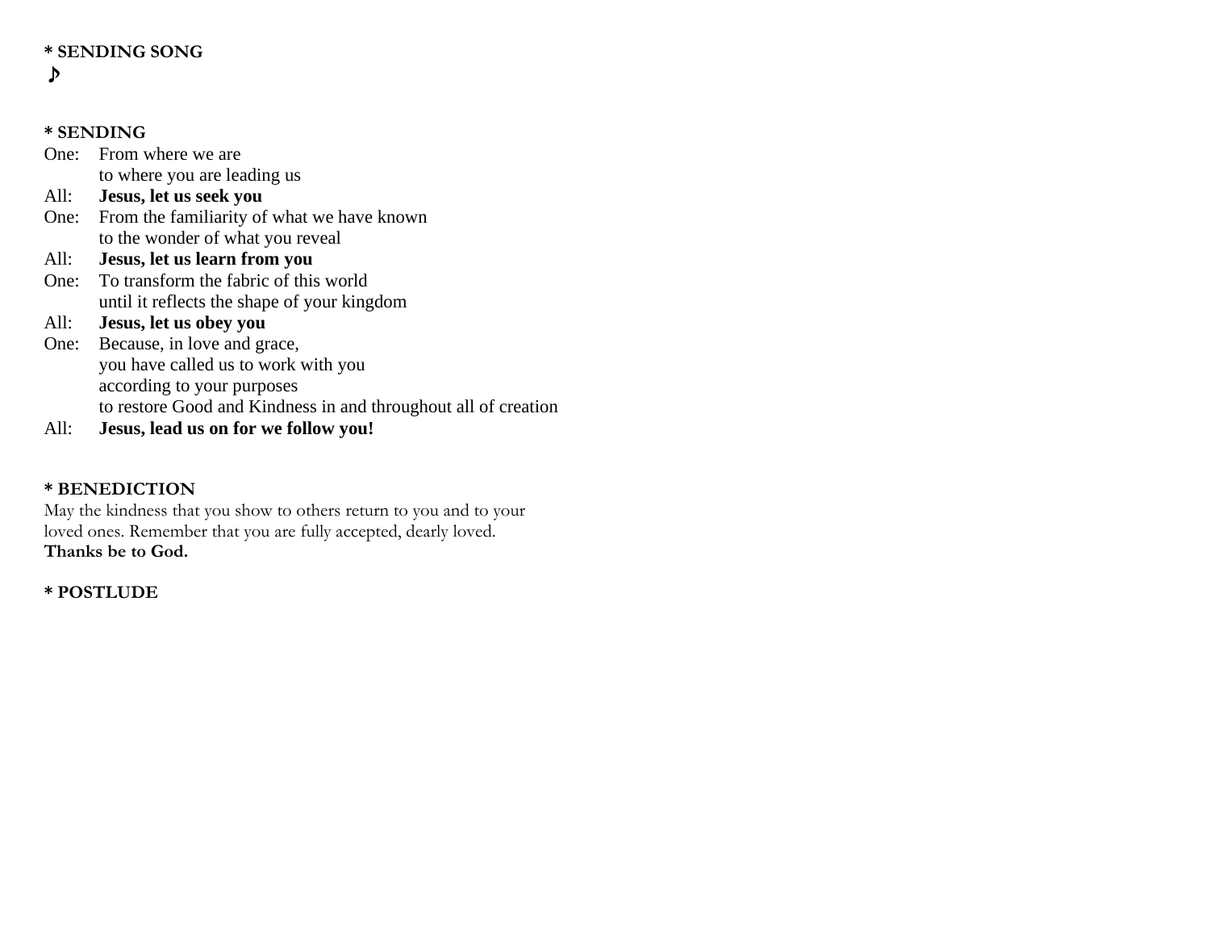**\* SENDING SONG**

♪

**\* SENDING**

One: From where we are
to where you are leading us

All: **Jesus, let us seek you**

One: From the familiarity of what we have known
to the wonder of what you reveal

All: **Jesus, let us learn from you**

One: To transform the fabric of this world
until it reflects the shape of your kingdom

All: **Jesus, let us obey you**

One: Because, in love and grace,
you have called us to work with you
according to your purposes
to restore Good and Kindness in and throughout all of creation

All: **Jesus, lead us on for we follow you!**

**\* BENEDICTION**

May the kindness that you show to others return to you and to your loved ones. Remember that you are fully accepted, dearly loved.

**Thanks be to God.**

**\* POSTLUDE**